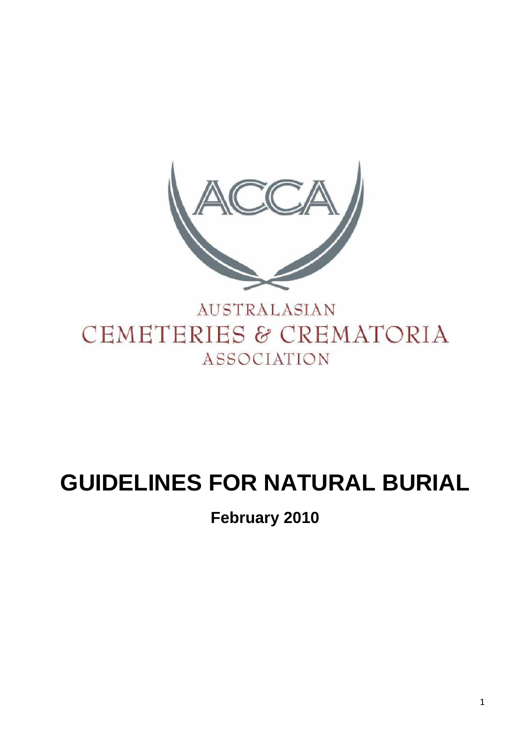ACCA

AUSTRALASIAN CEMETERIES & CREMATORIA ASSOCIATION

# GUIDELINES FOR NATURAL BURIAL

**February 2010**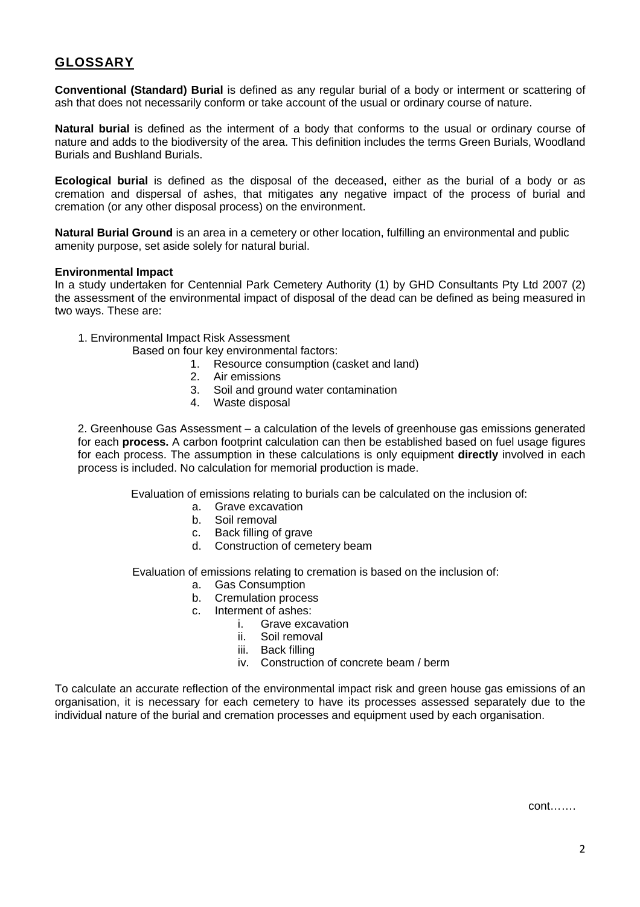## GLOSSARY

**Conventional (Standard) Burial** is defined as any regular burial of a body or interment or scattering of ash that does not necessarily conform or take account of the usual or ordinary course of nature.

**Natural burial** is defined as the interment of a body that conforms to the usual or ordinary course of nature and adds to the biodiversity of the area. This definition includes the terms Green Burials, Woodland Burials and Bushland Burials.

**Ecological burial** is defined as the disposal of the deceased, either as the burial of a body or as cremation and dispersal of ashes, that mitigates any negative impact of the process of burial and cremation (or any other disposal process) on the environment.

**Natural Burial Ground** is an area in a cemetery or other location, fulfilling an environmental and public amenity purpose, set aside solely for natural burial.

**Environmental Impact**
In a study undertaken for Centennial Park Cemetery Authority (1) by GHD Consultants Pty Ltd 2007 (2) the assessment of the environmental impact of disposal of the dead can be defined as being measured in two ways. These are:

1. Environmental Impact Risk Assessment

   Based on four key environmental factors:

   1. Resource consumption (casket and land)
   2. Air emissions
   3. Soil and ground water contamination
   4. Waste disposal

2. Greenhouse Gas Assessment – a calculation of the levels of greenhouse gas emissions generated for each **process.** A carbon footprint calculation can then be established based on fuel usage figures for each process. The assumption in these calculations is only equipment **directly** involved in each process is included. No calculation for memorial production is made.

   Evaluation of emissions relating to burials can be calculated on the inclusion of:

   a. Grave excavation
   b. Soil removal
   c. Back filling of grave
   d. Construction of cemetery beam

   Evaluation of emissions relating to cremation is based on the inclusion of:

   a. Gas Consumption
   b. Cremulation process
   c. Interment of ashes:
      i. Grave excavation
      ii. Soil removal
      iii. Back filling
      iv. Construction of concrete beam / berm

To calculate an accurate reflection of the environmental impact risk and green house gas emissions of an organisation, it is necessary for each cemetery to have its processes assessed separately due to the individual nature of the burial and cremation processes and equipment used by each organisation.

cont…….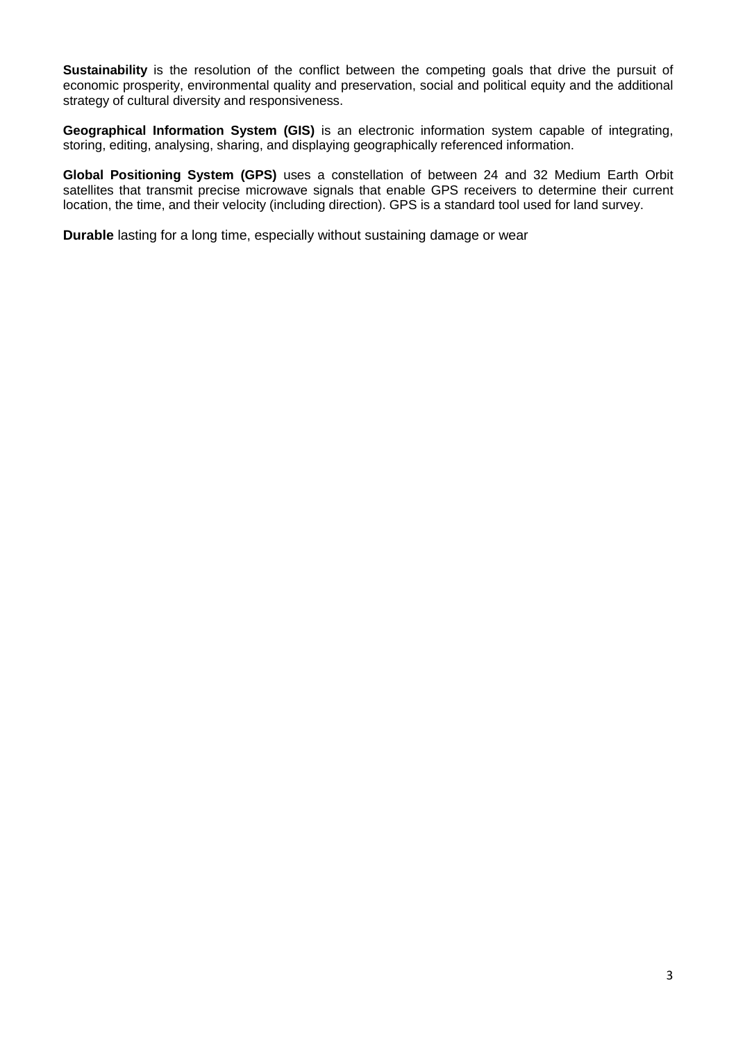**Sustainability** is the resolution of the conflict between the competing goals that drive the pursuit of economic prosperity, environmental quality and preservation, social and political equity and the additional strategy of cultural diversity and responsiveness.

**Geographical Information System (GIS)** is an electronic information system capable of integrating, storing, editing, analysing, sharing, and displaying geographically referenced information.

**Global Positioning System (GPS)** uses a constellation of between 24 and 32 Medium Earth Orbit satellites that transmit precise microwave signals that enable GPS receivers to determine their current location, the time, and their velocity (including direction). GPS is a standard tool used for land survey.

**Durable** lasting for a long time, especially without sustaining damage or wear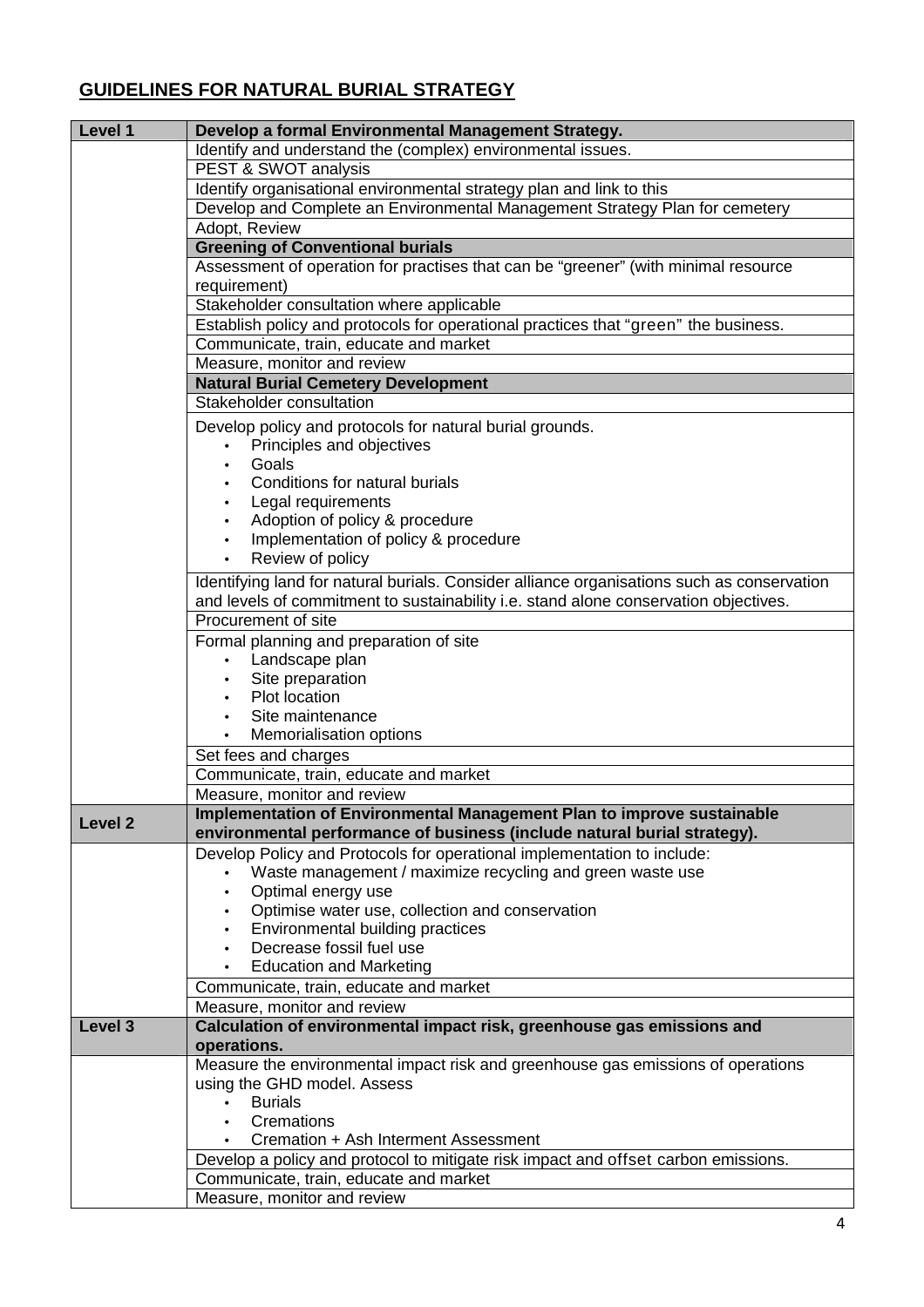## GUIDELINES FOR NATURAL BURIAL STRATEGY

| Level 1 | **Develop a formal Environmental Management Strategy.** |
|---|---|
| | Identify and understand the (complex) environmental issues. |
| | PEST & SWOT analysis |
| | Identify organisational environmental strategy plan and link to this |
| | Develop and Complete an Environmental Management Strategy Plan for cemetery |
| | Adopt, Review |
| | **Greening of Conventional burials** |
| | Assessment of operation for practises that can be "greener" (with minimal resource requirement) |
| | Stakeholder consultation where applicable |
| | Establish policy and protocols for operational practices that "green" the business. |
| | Communicate, train, educate and market |
| | Measure, monitor and review |
| | **Natural Burial Cemetery Development** |
| | Stakeholder consultation |
| | Develop policy and protocols for natural burial grounds.<br>• Principles and objectives<br>• Goals<br>• Conditions for natural burials<br>• Legal requirements<br>• Adoption of policy & procedure<br>• Implementation of policy & procedure<br>• Review of policy |
| | Identifying land for natural burials. Consider alliance organisations such as conservation and levels of commitment to sustainability i.e. stand alone conservation objectives. |
| | Procurement of site |
| | Formal planning and preparation of site<br>• Landscape plan<br>• Site preparation<br>• Plot location<br>• Site maintenance<br>• Memorialisation options |
| | Set fees and charges |
| | Communicate, train, educate and market |
| | Measure, monitor and review |
| **Level 2** | **Implementation of Environmental Management Plan to improve sustainable environmental performance of business (include natural burial strategy).** |
| | Develop Policy and Protocols for operational implementation to include:<br>• Waste management / maximize recycling and green waste use<br>• Optimal energy use<br>• Optimise water use, collection and conservation<br>• Environmental building practices<br>• Decrease fossil fuel use<br>• Education and Marketing |
| | Communicate, train, educate and market |
| | Measure, monitor and review |
| **Level 3** | **Calculation of environmental impact risk, greenhouse gas emissions and operations.** |
| | Measure the environmental impact risk and greenhouse gas emissions of operations using the GHD model. Assess<br>• Burials<br>• Cremations<br>• Cremation + Ash Interment Assessment |
| | Develop a policy and protocol to mitigate risk impact and offset carbon emissions. |
| | Communicate, train, educate and market |
| | Measure, monitor and review |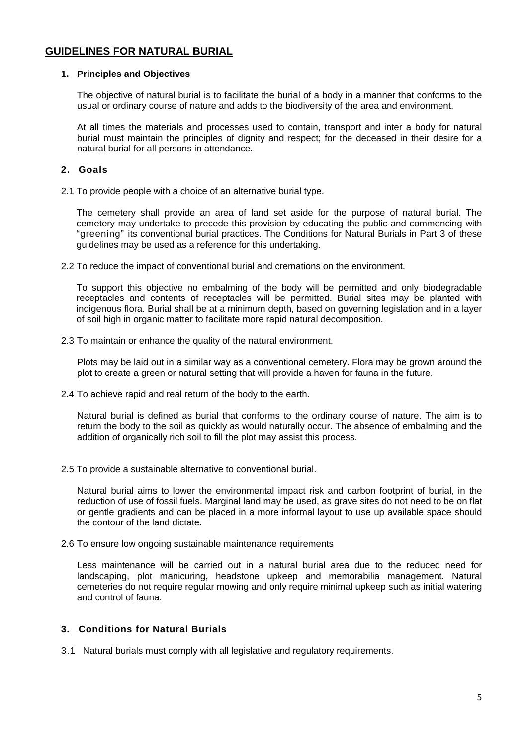## GUIDELINES FOR NATURAL BURIAL

### 1. Principles and Objectives

The objective of natural burial is to facilitate the burial of a body in a manner that conforms to the usual or ordinary course of nature and adds to the biodiversity of the area and environment.

At all times the materials and processes used to contain, transport and inter a body for natural burial must maintain the principles of dignity and respect; for the deceased in their desire for a natural burial for all persons in attendance.

### 2. Goals

2.1 To provide people with a choice of an alternative burial type.

The cemetery shall provide an area of land set aside for the purpose of natural burial. The cemetery may undertake to precede this provision by educating the public and commencing with "greening" its conventional burial practices. The Conditions for Natural Burials in Part 3 of these guidelines may be used as a reference for this undertaking.

2.2 To reduce the impact of conventional burial and cremations on the environment.

To support this objective no embalming of the body will be permitted and only biodegradable receptacles and contents of receptacles will be permitted. Burial sites may be planted with indigenous flora. Burial shall be at a minimum depth, based on governing legislation and in a layer of soil high in organic matter to facilitate more rapid natural decomposition.

2.3 To maintain or enhance the quality of the natural environment.

Plots may be laid out in a similar way as a conventional cemetery. Flora may be grown around the plot to create a green or natural setting that will provide a haven for fauna in the future.

2.4 To achieve rapid and real return of the body to the earth.

Natural burial is defined as burial that conforms to the ordinary course of nature. The aim is to return the body to the soil as quickly as would naturally occur. The absence of embalming and the addition of organically rich soil to fill the plot may assist this process.

2.5 To provide a sustainable alternative to conventional burial.

Natural burial aims to lower the environmental impact risk and carbon footprint of burial, in the reduction of use of fossil fuels. Marginal land may be used, as grave sites do not need to be on flat or gentle gradients and can be placed in a more informal layout to use up available space should the contour of the land dictate.

2.6 To ensure low ongoing sustainable maintenance requirements

Less maintenance will be carried out in a natural burial area due to the reduced need for landscaping, plot manicuring, headstone upkeep and memorabilia management. Natural cemeteries do not require regular mowing and only require minimal upkeep such as initial watering and control of fauna.

### 3. Conditions for Natural Burials

3.1 Natural burials must comply with all legislative and regulatory requirements.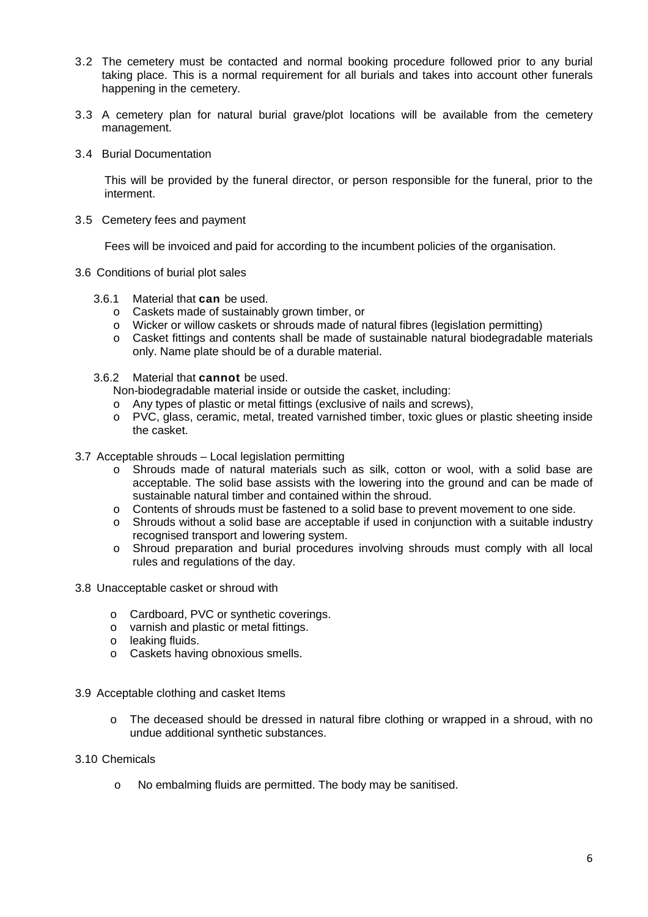3.2 The cemetery must be contacted and normal booking procedure followed prior to any burial taking place. This is a normal requirement for all burials and takes into account other funerals happening in the cemetery.

3.3 A cemetery plan for natural burial grave/plot locations will be available from the cemetery management.

3.4 Burial Documentation

This will be provided by the funeral director, or person responsible for the funeral, prior to the interment.

3.5 Cemetery fees and payment

Fees will be invoiced and paid for according to the incumbent policies of the organisation.

3.6 Conditions of burial plot sales

3.6.1 Material that **can** be used.

- Caskets made of sustainably grown timber, or
- Wicker or willow caskets or shrouds made of natural fibres (legislation permitting)
- Casket fittings and contents shall be made of sustainable natural biodegradable materials only. Name plate should be of a durable material.

3.6.2 Material that **cannot** be used.

Non-biodegradable material inside or outside the casket, including:

- Any types of plastic or metal fittings (exclusive of nails and screws),
- PVC, glass, ceramic, metal, treated varnished timber, toxic glues or plastic sheeting inside the casket.

3.7 Acceptable shrouds – Local legislation permitting

- Shrouds made of natural materials such as silk, cotton or wool, with a solid base are acceptable. The solid base assists with the lowering into the ground and can be made of sustainable natural timber and contained within the shroud.
- Contents of shrouds must be fastened to a solid base to prevent movement to one side.
- Shrouds without a solid base are acceptable if used in conjunction with a suitable industry recognised transport and lowering system.
- Shroud preparation and burial procedures involving shrouds must comply with all local rules and regulations of the day.

3.8 Unacceptable casket or shroud with

- Cardboard, PVC or synthetic coverings.
- varnish and plastic or metal fittings.
- leaking fluids.
- Caskets having obnoxious smells.

3.9 Acceptable clothing and casket Items

- The deceased should be dressed in natural fibre clothing or wrapped in a shroud, with no undue additional synthetic substances.

3.10 Chemicals

- No embalming fluids are permitted. The body may be sanitised.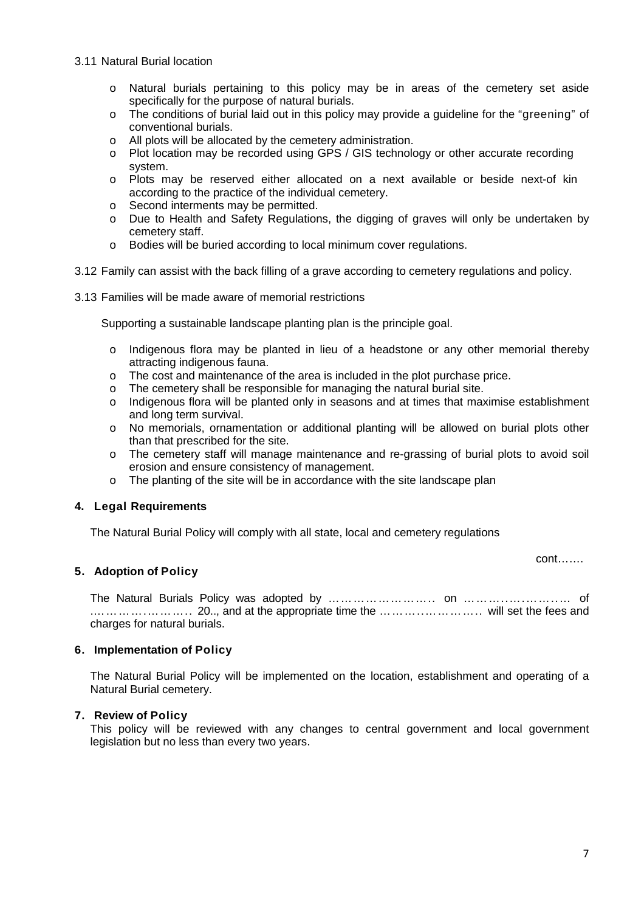3.11 Natural Burial location

- Natural burials pertaining to this policy may be in areas of the cemetery set aside specifically for the purpose of natural burials.
- The conditions of burial laid out in this policy may provide a guideline for the "greening" of conventional burials.
- All plots will be allocated by the cemetery administration.
- Plot location may be recorded using GPS / GIS technology or other accurate recording system.
- Plots may be reserved either allocated on a next available or beside next-of kin according to the practice of the individual cemetery.
- Second interments may be permitted.
- Due to Health and Safety Regulations, the digging of graves will only be undertaken by cemetery staff.
- Bodies will be buried according to local minimum cover regulations.

3.12 Family can assist with the back filling of a grave according to cemetery regulations and policy.

3.13 Families will be made aware of memorial restrictions

Supporting a sustainable landscape planting plan is the principle goal.

- Indigenous flora may be planted in lieu of a headstone or any other memorial thereby attracting indigenous fauna.
- The cost and maintenance of the area is included in the plot purchase price.
- The cemetery shall be responsible for managing the natural burial site.
- Indigenous flora will be planted only in seasons and at times that maximise establishment and long term survival.
- No memorials, ornamentation or additional planting will be allowed on burial plots other than that prescribed for the site.
- The cemetery staff will manage maintenance and re-grassing of burial plots to avoid soil erosion and ensure consistency of management.
- The planting of the site will be in accordance with the site landscape plan

## 4. Legal Requirements

The Natural Burial Policy will comply with all state, local and cemetery regulations

cont…….

## 5. Adoption of Policy

The Natural Burials Policy was adopted by …………………….. on ……….……………. of …………………… 20.., and at the appropriate time the …………………… will set the fees and charges for natural burials.

## 6. Implementation of Policy

The Natural Burial Policy will be implemented on the location, establishment and operating of a Natural Burial cemetery.

## 7. Review of Policy

This policy will be reviewed with any changes to central government and local government legislation but no less than every two years.